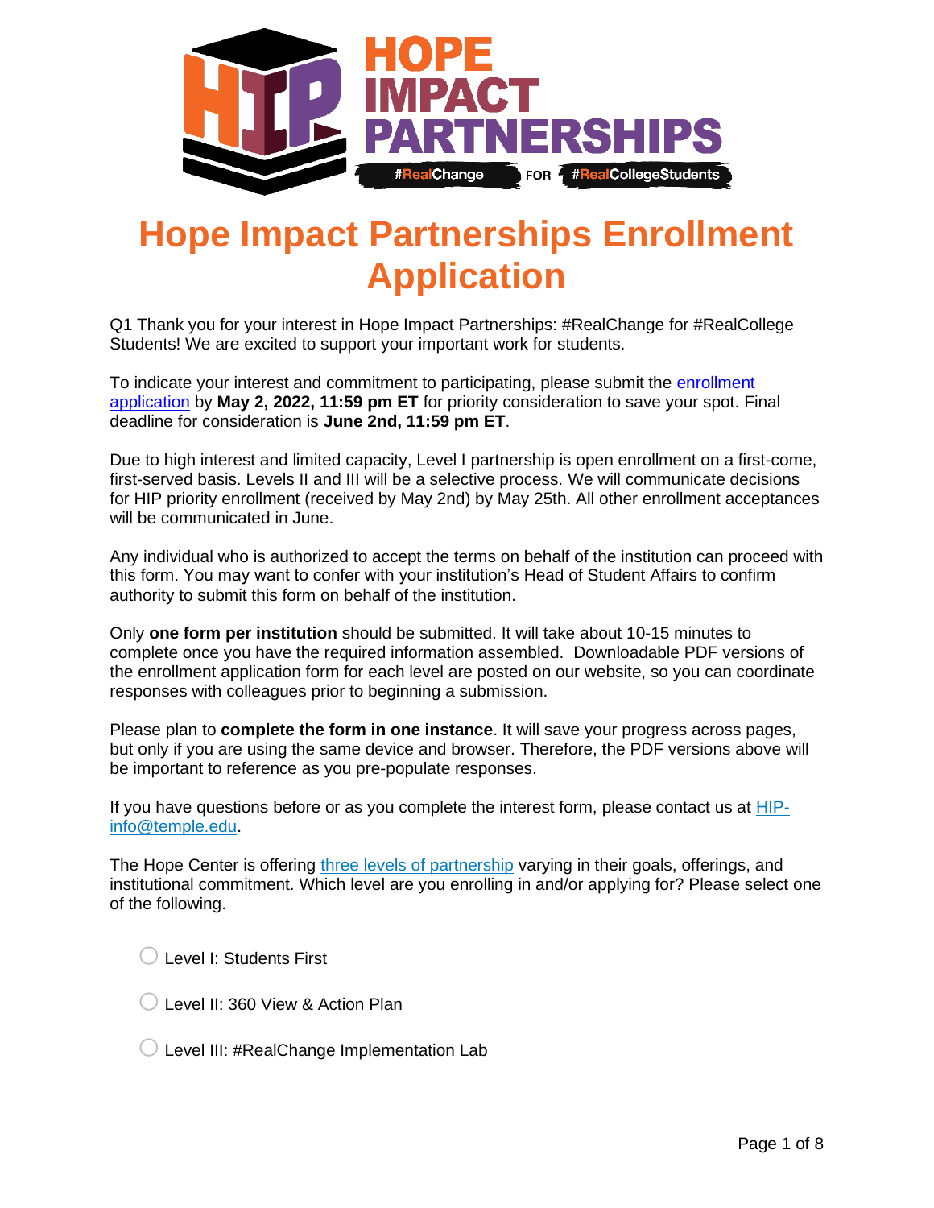# Hope Impact Partnerships Enrollment Application

Q1 Thank you for your interest in Hope Impact Partnerships: #RealChange for #RealCollege Students! We are excited to support your important work for students.

To indicate your interest and commitment to participating, please submit the enrollment application by **May 2, 2022, 11:59 pm ET** for priority consideration to save your spot. Final deadline for consideration is **June 2nd, 11:59 pm ET**.

Due to high interest and limited capacity, Level I partnership is open enrollment on a first-come, first-served basis. Levels II and III will be a selective process. We will communicate decisions for HIP priority enrollment (received by May 2nd) by May 25th. All other enrollment acceptances will be communicated in June.

Any individual who is authorized to accept the terms on behalf of the institution can proceed with this form. You may want to confer with your institution's Head of Student Affairs to confirm authority to submit this form on behalf of the institution.

Only **one form per institution** should be submitted. It will take about 10-15 minutes to complete once you have the required information assembled. Downloadable PDF versions of the enrollment application form for each level are posted on our website, so you can coordinate responses with colleagues prior to beginning a submission.

Please plan to **complete the form in one instance**. It will save your progress across pages, but only if you are using the same device and browser. Therefore, the PDF versions above will be important to reference as you pre-populate responses.

If you have questions before or as you complete the interest form, please contact us at HIP-info@temple.edu.

The Hope Center is offering three levels of partnership varying in their goals, offerings, and institutional commitment. Which level are you enrolling in and/or applying for? Please select one of the following.

- ◯ Level I: Students First
- ◯ Level II: 360 View & Action Plan
- ◯ Level III: #RealChange Implementation Lab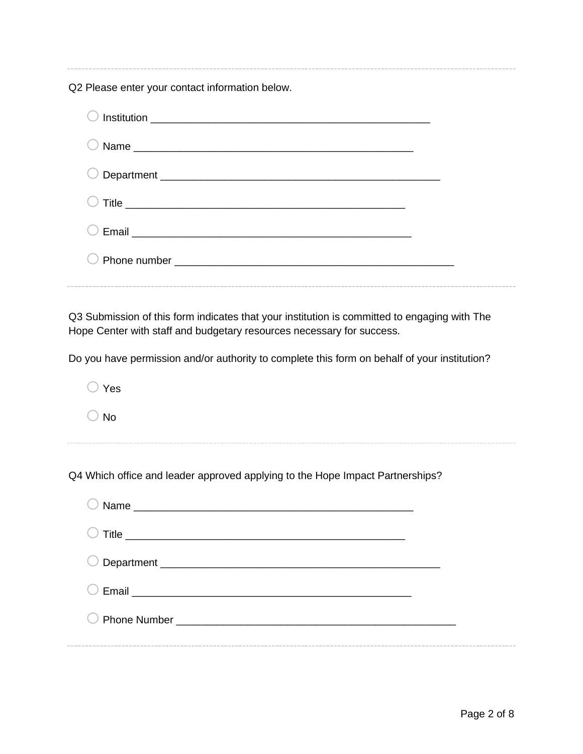---

Q2 Please enter your contact information below.

- ○ Institution ________________________________________________
- ○ Name ________________________________________________
- ○ Department ________________________________________________
- ○ Title ________________________________________________
- ○ Email ________________________________________________
- ○ Phone number ________________________________________________

---

Q3 Submission of this form indicates that your institution is committed to engaging with The Hope Center with staff and budgetary resources necessary for success.

Do you have permission and/or authority to complete this form on behalf of your institution?

- ○ Yes
- ○ No

---

Q4 Which office and leader approved applying to the Hope Impact Partnerships?

- ○ Name ________________________________________________
- ○ Title ________________________________________________
- ○ Department ________________________________________________
- ○ Email ________________________________________________
- ○ Phone Number ________________________________________________

---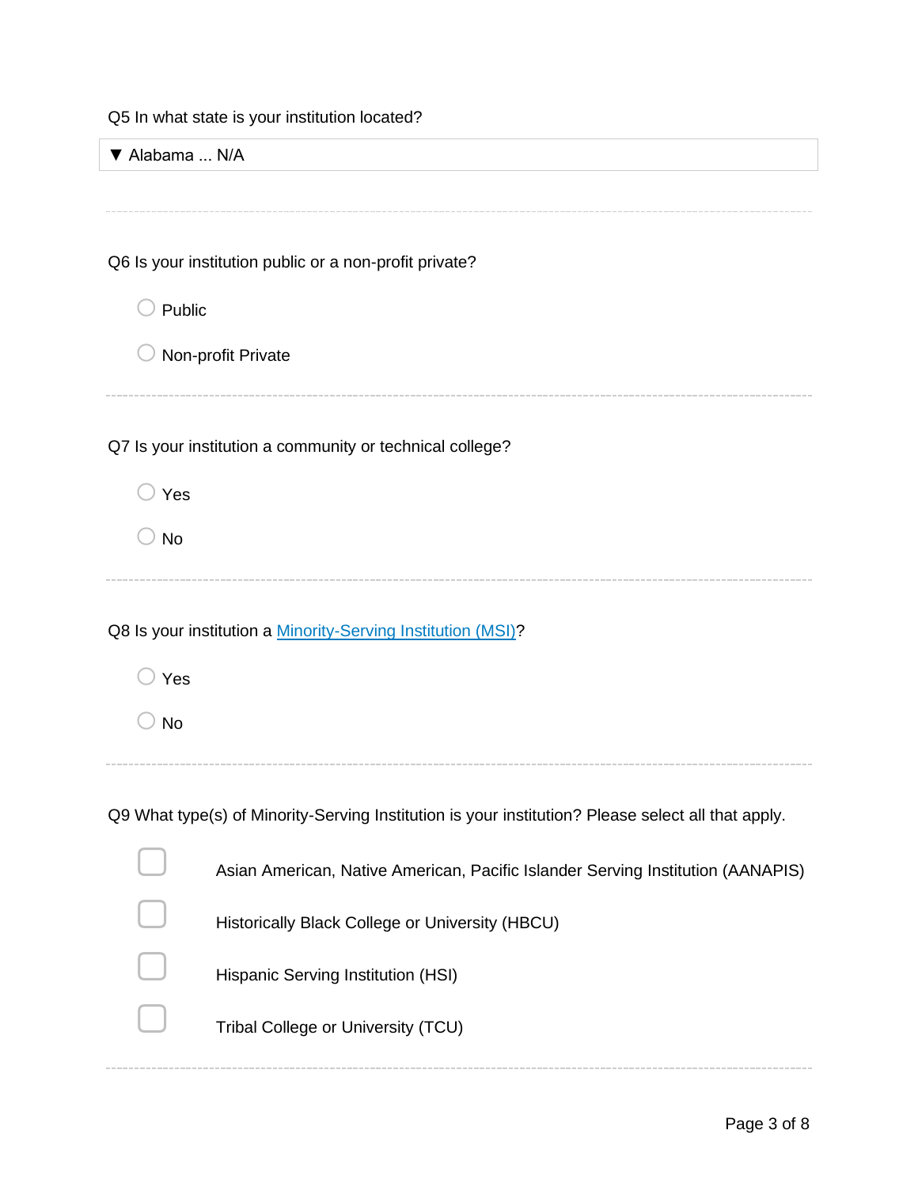Q5 In what state is your institution located?

▼ Alabama ... N/A

---

Q6 Is your institution public or a non-profit private?

- ○ Public
- ○ Non-profit Private

---

Q7 Is your institution a community or technical college?

- ○ Yes
- ○ No

---

Q8 Is your institution a [Minority-Serving Institution (MSI)]?

- ○ Yes
- ○ No

---

Q9 What type(s) of Minority-Serving Institution is your institution? Please select all that apply.

- ☐ Asian American, Native American, Pacific Islander Serving Institution (AANAPIS)
- ☐ Historically Black College or University (HBCU)
- ☐ Hispanic Serving Institution (HSI)
- ☐ Tribal College or University (TCU)

---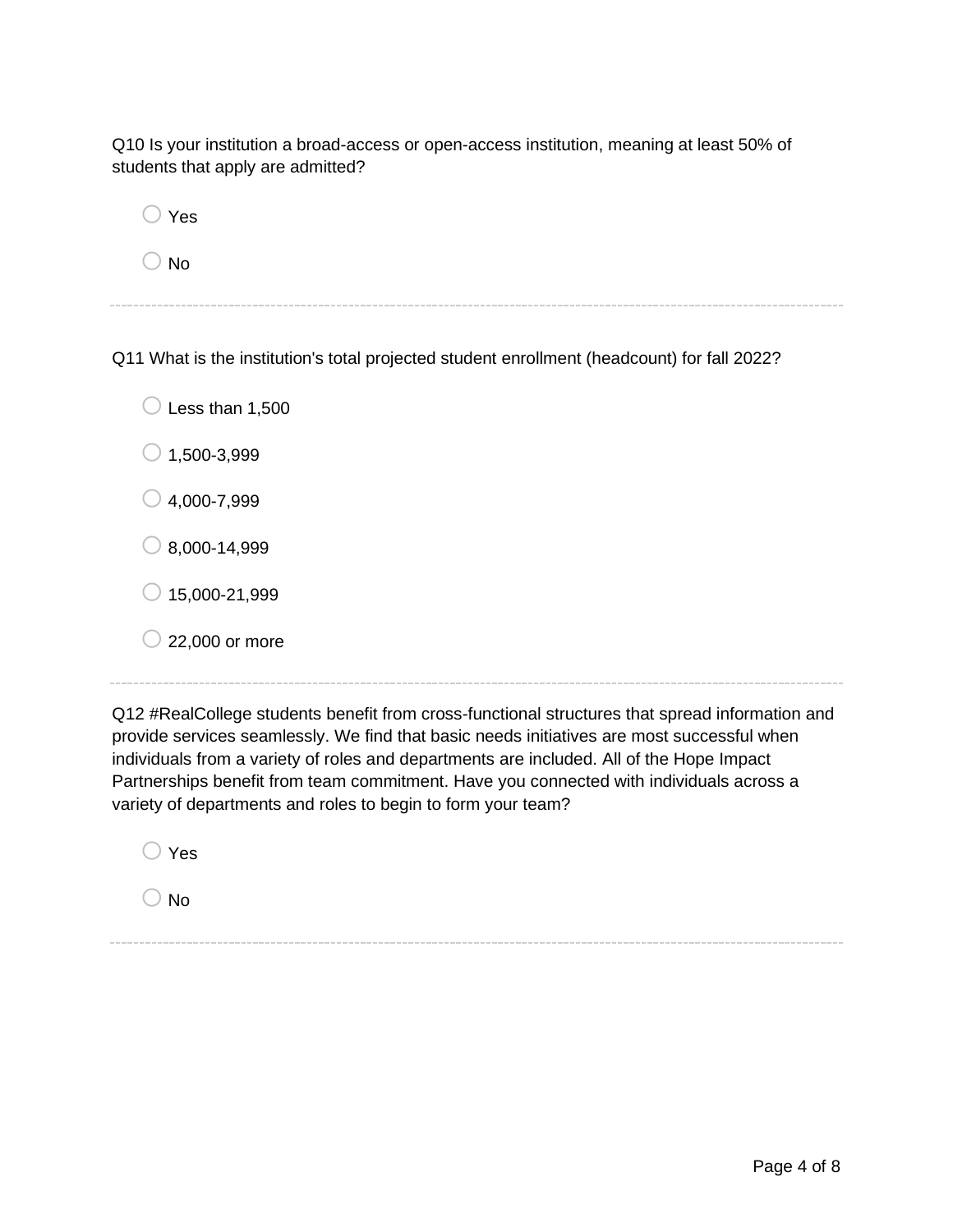Q10 Is your institution a broad-access or open-access institution, meaning at least 50% of students that apply are admitted?

- ○ Yes
- ○ No

---

Q11 What is the institution's total projected student enrollment (headcount) for fall 2022?

- ○ Less than 1,500
- ○ 1,500-3,999
- ○ 4,000-7,999
- ○ 8,000-14,999
- ○ 15,000-21,999
- ○ 22,000 or more

---

Q12 #RealCollege students benefit from cross-functional structures that spread information and provide services seamlessly. We find that basic needs initiatives are most successful when individuals from a variety of roles and departments are included. All of the Hope Impact Partnerships benefit from team commitment. Have you connected with individuals across a variety of departments and roles to begin to form your team?

- ○ Yes
- ○ No

---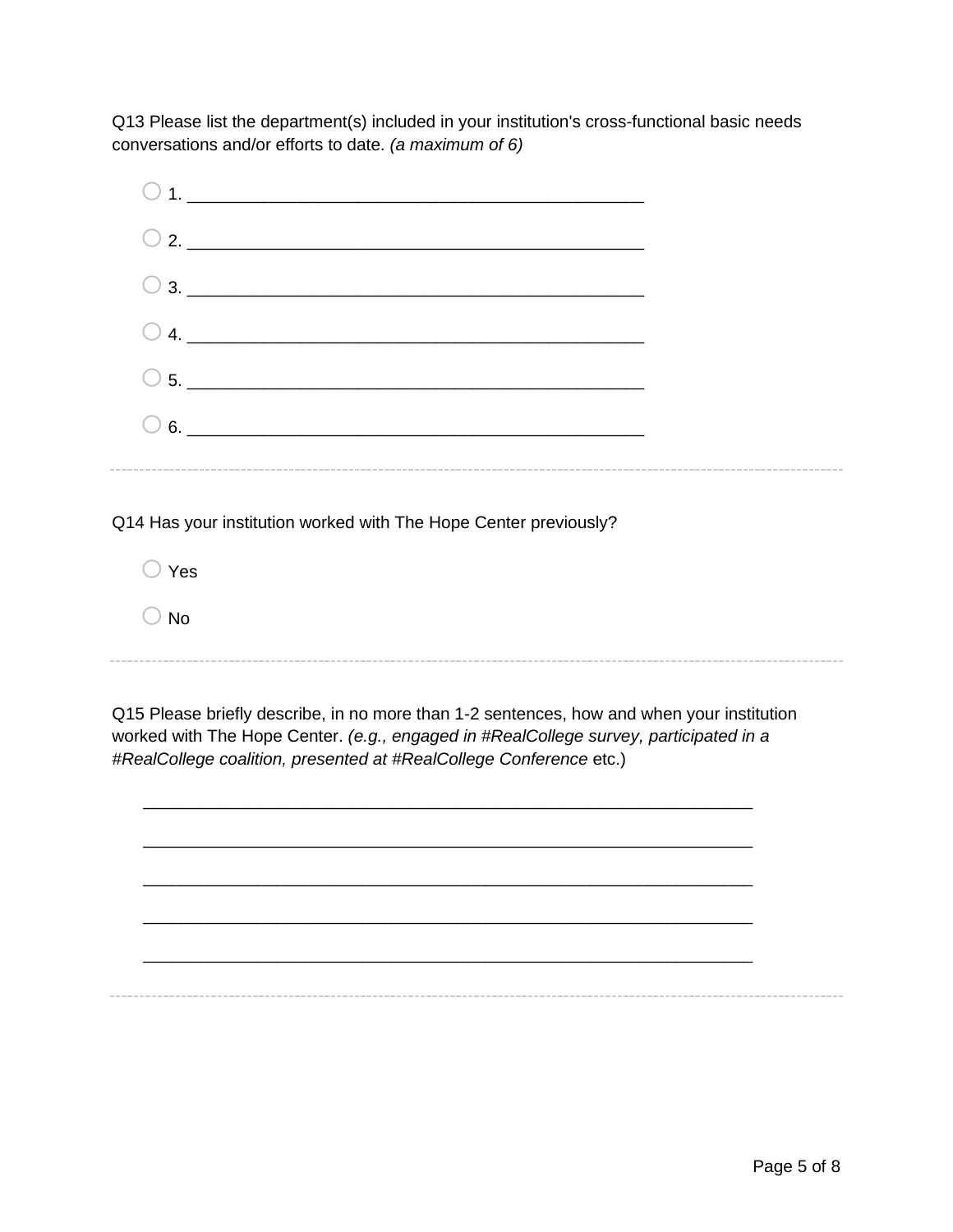Q13 Please list the department(s) included in your institution's cross-functional basic needs conversations and/or efforts to date. *(a maximum of 6)*

- ○ 1. ________________________________________________
- ○ 2. ________________________________________________
- ○ 3. ________________________________________________
- ○ 4. ________________________________________________
- ○ 5. ________________________________________________
- ○ 6. ________________________________________________

---

Q14 Has your institution worked with The Hope Center previously?

- ○ Yes
- ○ No

---

Q15 Please briefly describe, in no more than 1-2 sentences, how and when your institution worked with The Hope Center. *(e.g., engaged in #RealCollege survey, participated in a #RealCollege coalition, presented at #RealCollege Conference* etc.)

________________________________________________________________

________________________________________________________________

________________________________________________________________

________________________________________________________________

________________________________________________________________

---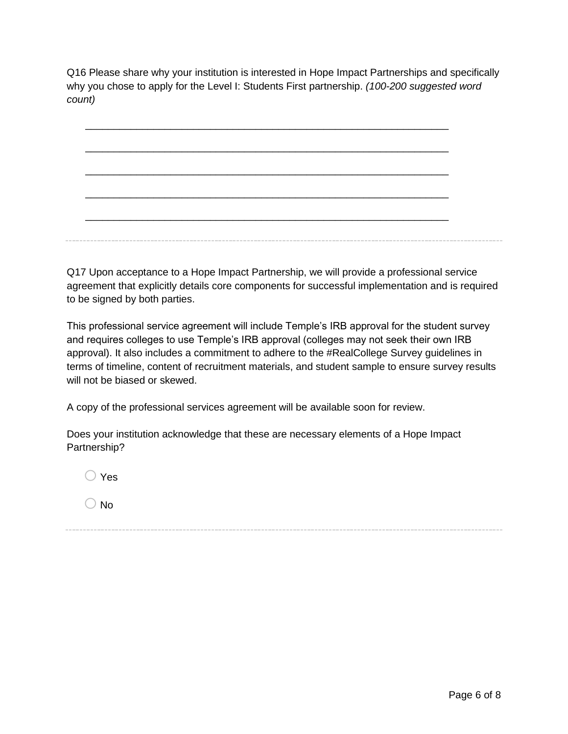Q16 Please share why your institution is interested in Hope Impact Partnerships and specifically why you chose to apply for the Level I: Students First partnership. *(100-200 suggested word count)*

________________________________________________________________

________________________________________________________________

________________________________________________________________

________________________________________________________________

________________________________________________________________

---

Q17 Upon acceptance to a Hope Impact Partnership, we will provide a professional service agreement that explicitly details core components for successful implementation and is required to be signed by both parties.

This professional service agreement will include Temple's IRB approval for the student survey and requires colleges to use Temple's IRB approval (colleges may not seek their own IRB approval). It also includes a commitment to adhere to the #RealCollege Survey guidelines in terms of timeline, content of recruitment materials, and student sample to ensure survey results will not be biased or skewed.

A copy of the professional services agreement will be available soon for review.

Does your institution acknowledge that these are necessary elements of a Hope Impact Partnership?

○ Yes

○ No

---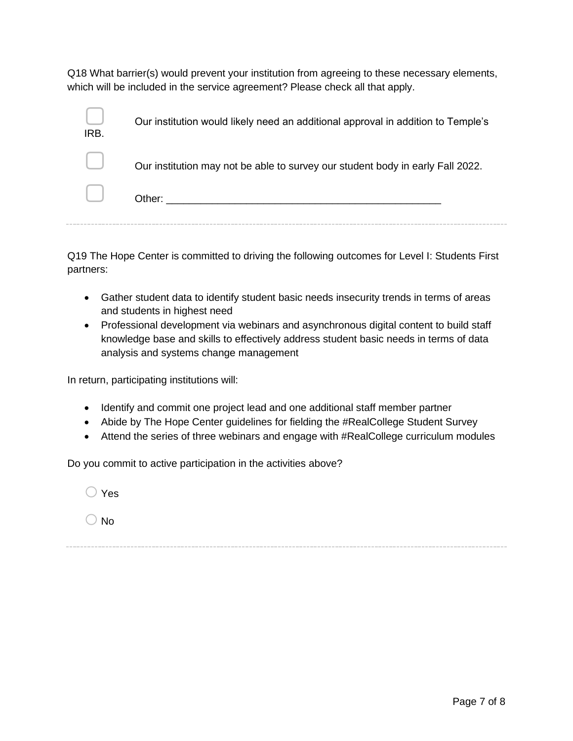Q18 What barrier(s) would prevent your institution from agreeing to these necessary elements, which will be included in the service agreement? Please check all that apply.

- ☐ Our institution would likely need an additional approval in addition to Temple's IRB.
- ☐ Our institution may not be able to survey our student body in early Fall 2022.
- ☐ Other: ________________________________________________

---

Q19 The Hope Center is committed to driving the following outcomes for Level I: Students First partners:

- Gather student data to identify student basic needs insecurity trends in terms of areas and students in highest need
- Professional development via webinars and asynchronous digital content to build staff knowledge base and skills to effectively address student basic needs in terms of data analysis and systems change management

In return, participating institutions will:

- Identify and commit one project lead and one additional staff member partner
- Abide by The Hope Center guidelines for fielding the #RealCollege Student Survey
- Attend the series of three webinars and engage with #RealCollege curriculum modules

Do you commit to active participation in the activities above?

- ○ Yes
- ○ No

---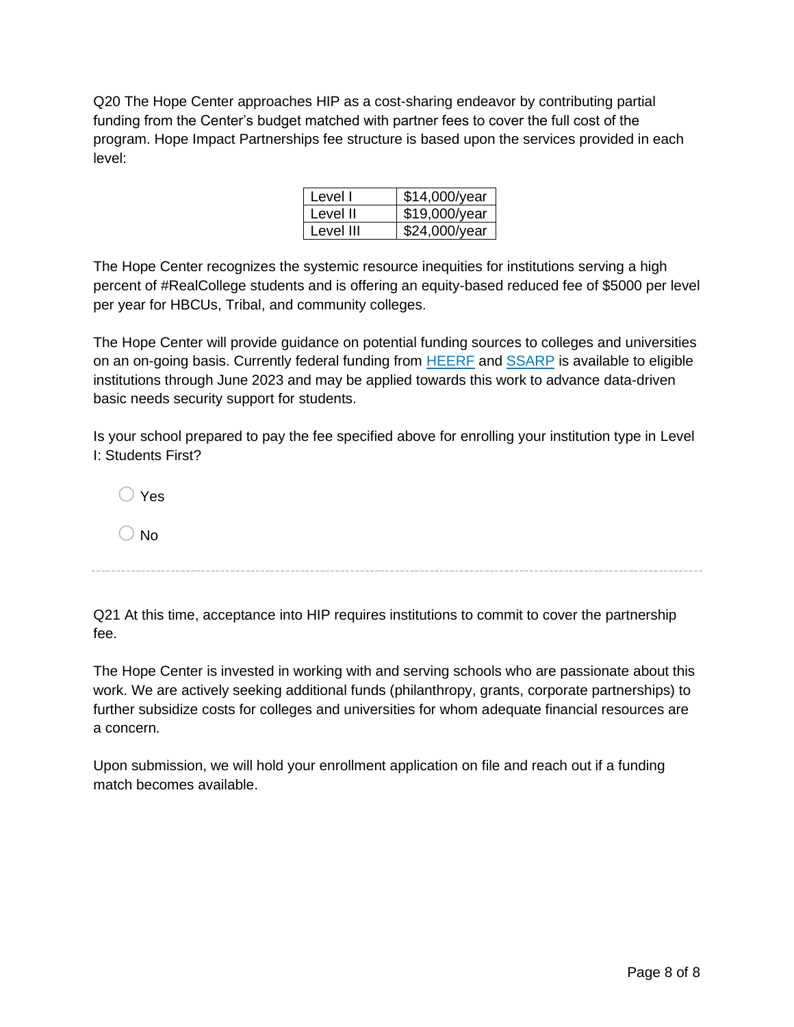Q20 The Hope Center approaches HIP as a cost-sharing endeavor by contributing partial funding from the Center's budget matched with partner fees to cover the full cost of the program. Hope Impact Partnerships fee structure is based upon the services provided in each level:

| | |
|---|---|
| Level I | $14,000/year |
| Level II | $19,000/year |
| Level III | $24,000/year |

The Hope Center recognizes the systemic resource inequities for institutions serving a high percent of #RealCollege students and is offering an equity-based reduced fee of $5000 per level per year for HBCUs, Tribal, and community colleges.

The Hope Center will provide guidance on potential funding sources to colleges and universities on an on-going basis. Currently federal funding from HEERF and SSARP is available to eligible institutions through June 2023 and may be applied towards this work to advance data-driven basic needs security support for students.

Is your school prepared to pay the fee specified above for enrolling your institution type in Level I: Students First?

- Yes
- No

---

Q21 At this time, acceptance into HIP requires institutions to commit to cover the partnership fee.

The Hope Center is invested in working with and serving schools who are passionate about this work. We are actively seeking additional funds (philanthropy, grants, corporate partnerships) to further subsidize costs for colleges and universities for whom adequate financial resources are a concern.

Upon submission, we will hold your enrollment application on file and reach out if a funding match becomes available.